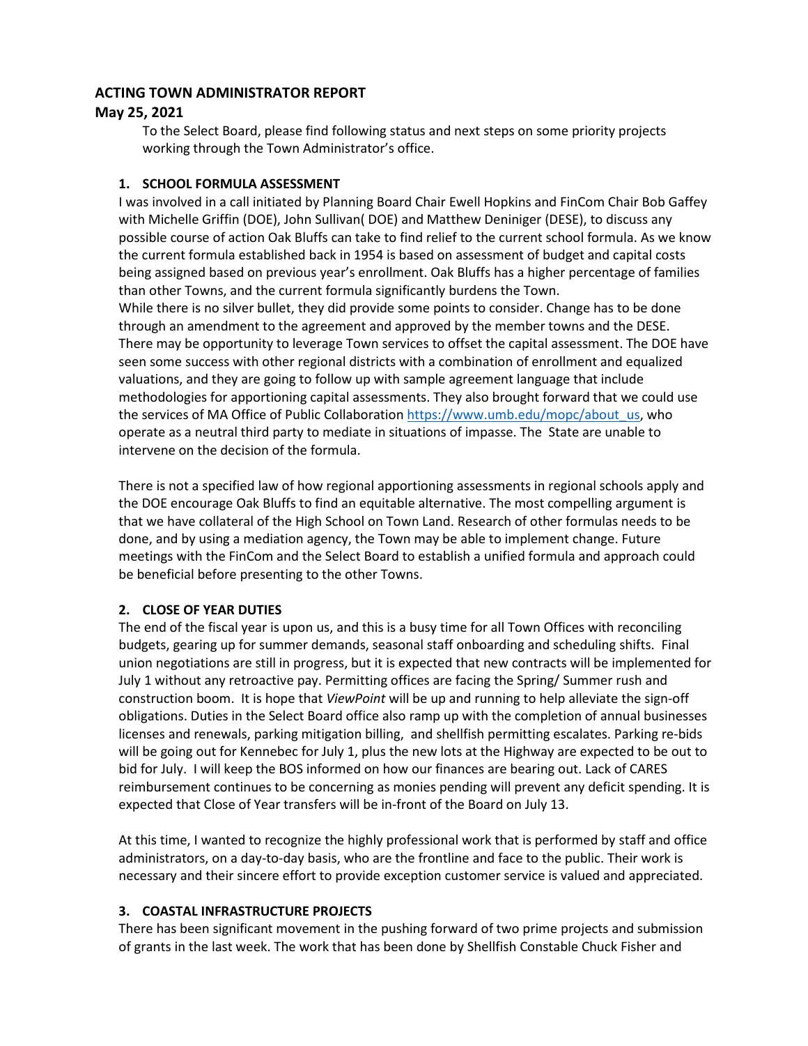## ACTING TOWN ADMINISTRATOR REPORT

## May 25, 2021

To the Select Board, please find following status and next steps on some priority projects working through the Town Administrator's office.

### 1. SCHOOL FORMULA ASSESSMENT

I was involved in a call initiated by Planning Board Chair Ewell Hopkins and FinCom Chair Bob Gaffey with Michelle Griffin (DOE), John Sullivan( DOE) and Matthew Deniniger (DESE), to discuss any possible course of action Oak Bluffs can take to find relief to the current school formula. As we know the current formula established back in 1954 is based on assessment of budget and capital costs being assigned based on previous year's enrollment. Oak Bluffs has a higher percentage of families than other Towns, and the current formula significantly burdens the Town.

While there is no silver bullet, they did provide some points to consider. Change has to be done through an amendment to the agreement and approved by the member towns and the DESE. There may be opportunity to leverage Town services to offset the capital assessment. The DOE have seen some success with other regional districts with a combination of enrollment and equalized valuations, and they are going to follow up with sample agreement language that include methodologies for apportioning capital assessments. They also brought forward that we could use the services of MA Office of Public Collaboration https://www.umb.edu/mopc/about_us, who operate as a neutral third party to mediate in situations of impasse. The State are unable to intervene on the decision of the formula.

There is not a specified law of how regional apportioning assessments in regional schools apply and the DOE encourage Oak Bluffs to find an equitable alternative. The most compelling argument is that we have collateral of the High School on Town Land. Research of other formulas needs to be done, and by using a mediation agency, the Town may be able to implement change. Future meetings with the FinCom and the Select Board to establish a unified formula and approach could be beneficial before presenting to the other Towns.

### 2. CLOSE OF YEAR DUTIES

The end of the fiscal year is upon us, and this is a busy time for all Town Offices with reconciling budgets, gearing up for summer demands, seasonal staff onboarding and scheduling shifts. Final union negotiations are still in progress, but it is expected that new contracts will be implemented for July 1 without any retroactive pay. Permitting offices are facing the Spring/ Summer rush and construction boom. It is hope that *ViewPoint* will be up and running to help alleviate the sign-off obligations. Duties in the Select Board office also ramp up with the completion of annual businesses licenses and renewals, parking mitigation billing, and shellfish permitting escalates. Parking re-bids will be going out for Kennebec for July 1, plus the new lots at the Highway are expected to be out to bid for July. I will keep the BOS informed on how our finances are bearing out. Lack of CARES reimbursement continues to be concerning as monies pending will prevent any deficit spending. It is expected that Close of Year transfers will be in-front of the Board on July 13.

At this time, I wanted to recognize the highly professional work that is performed by staff and office administrators, on a day-to-day basis, who are the frontline and face to the public. Their work is necessary and their sincere effort to provide exception customer service is valued and appreciated.

### 3. COASTAL INFRASTRUCTURE PROJECTS

There has been significant movement in the pushing forward of two prime projects and submission of grants in the last week. The work that has been done by Shellfish Constable Chuck Fisher and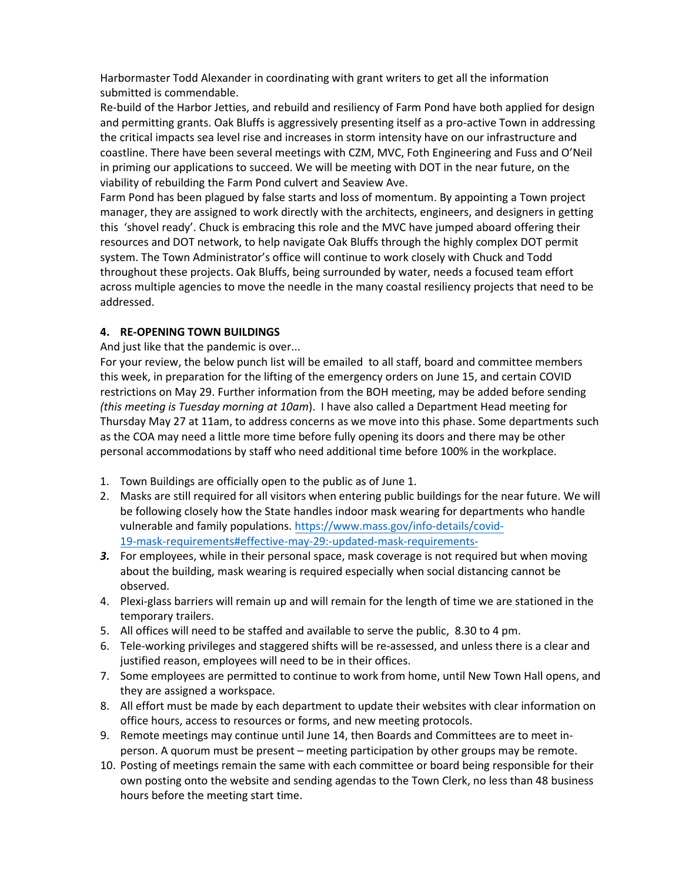Harbormaster Todd Alexander in coordinating with grant writers to get all the information submitted is commendable.

Re-build of the Harbor Jetties, and rebuild and resiliency of Farm Pond have both applied for design and permitting grants. Oak Bluffs is aggressively presenting itself as a pro-active Town in addressing the critical impacts sea level rise and increases in storm intensity have on our infrastructure and coastline. There have been several meetings with CZM, MVC, Foth Engineering and Fuss and O'Neil in priming our applications to succeed. We will be meeting with DOT in the near future, on the viability of rebuilding the Farm Pond culvert and Seaview Ave.

Farm Pond has been plagued by false starts and loss of momentum. By appointing a Town project manager, they are assigned to work directly with the architects, engineers, and designers in getting this 'shovel ready'. Chuck is embracing this role and the MVC have jumped aboard offering their resources and DOT network, to help navigate Oak Bluffs through the highly complex DOT permit system. The Town Administrator's office will continue to work closely with Chuck and Todd throughout these projects. Oak Bluffs, being surrounded by water, needs a focused team effort across multiple agencies to move the needle in the many coastal resiliency projects that need to be addressed.

**4. RE-OPENING TOWN BUILDINGS**

And just like that the pandemic is over...

For your review, the below punch list will be emailed to all staff, board and committee members this week, in preparation for the lifting of the emergency orders on June 15, and certain COVID restrictions on May 29. Further information from the BOH meeting, may be added before sending *(this meeting is Tuesday morning at 10am)*. I have also called a Department Head meeting for Thursday May 27 at 11am, to address concerns as we move into this phase. Some departments such as the COA may need a little more time before fully opening its doors and there may be other personal accommodations by staff who need additional time before 100% in the workplace.

1. Town Buildings are officially open to the public as of June 1.
2. Masks are still required for all visitors when entering public buildings for the near future. We will be following closely how the State handles indoor mask wearing for departments who handle vulnerable and family populations. https://www.mass.gov/info-details/covid-19-mask-requirements#effective-may-29:-updated-mask-requirements-
3. For employees, while in their personal space, mask coverage is not required but when moving about the building, mask wearing is required especially when social distancing cannot be observed.
4. Plexi-glass barriers will remain up and will remain for the length of time we are stationed in the temporary trailers.
5. All offices will need to be staffed and available to serve the public, 8.30 to 4 pm.
6. Tele-working privileges and staggered shifts will be re-assessed, and unless there is a clear and justified reason, employees will need to be in their offices.
7. Some employees are permitted to continue to work from home, until New Town Hall opens, and they are assigned a workspace.
8. All effort must be made by each department to update their websites with clear information on office hours, access to resources or forms, and new meeting protocols.
9. Remote meetings may continue until June 14, then Boards and Committees are to meet in-person. A quorum must be present – meeting participation by other groups may be remote.
10. Posting of meetings remain the same with each committee or board being responsible for their own posting onto the website and sending agendas to the Town Clerk, no less than 48 business hours before the meeting start time.